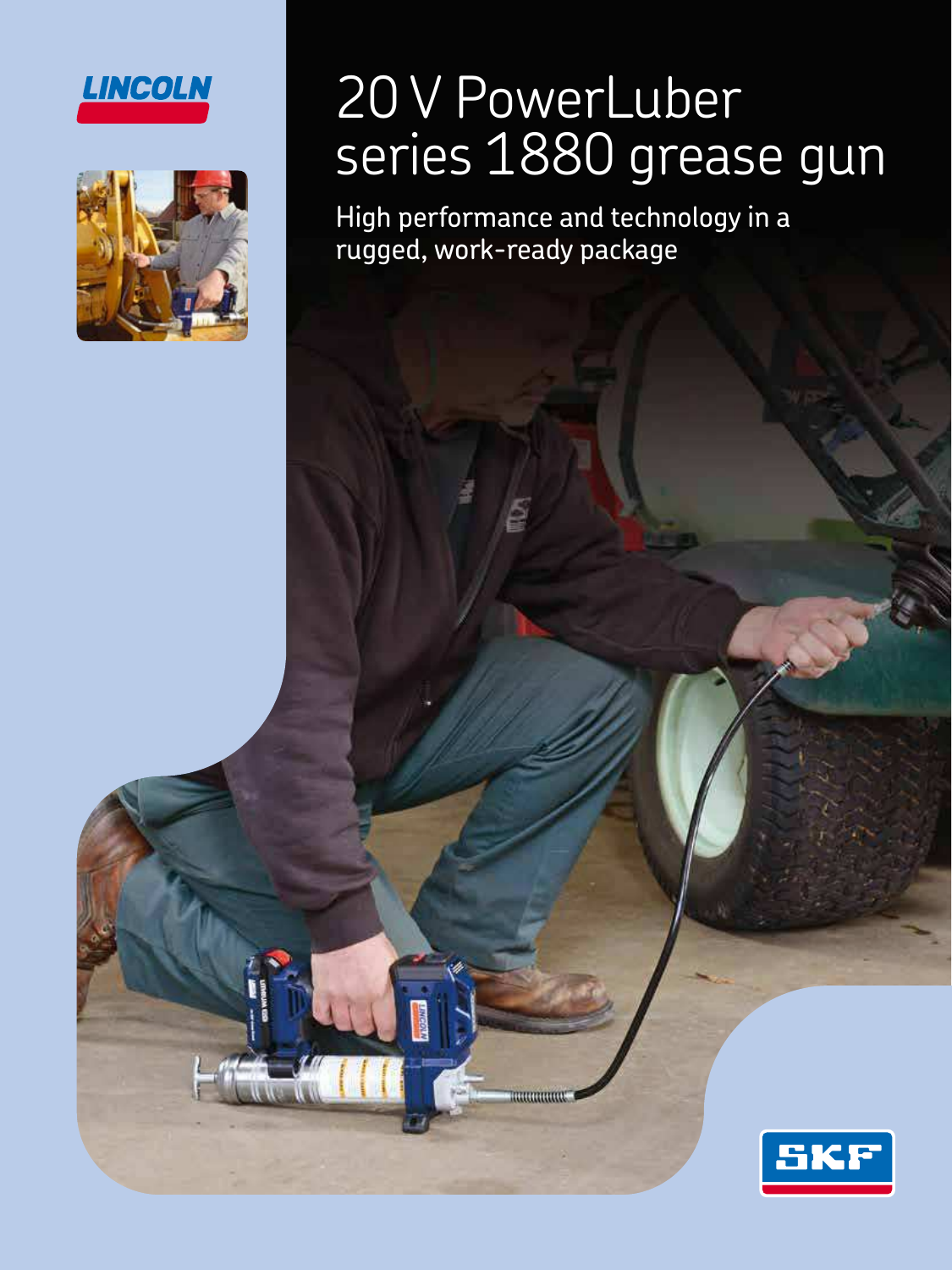# 20 V PowerLuber series 1880 grease gun

High performance and technology in a rugged, work-ready package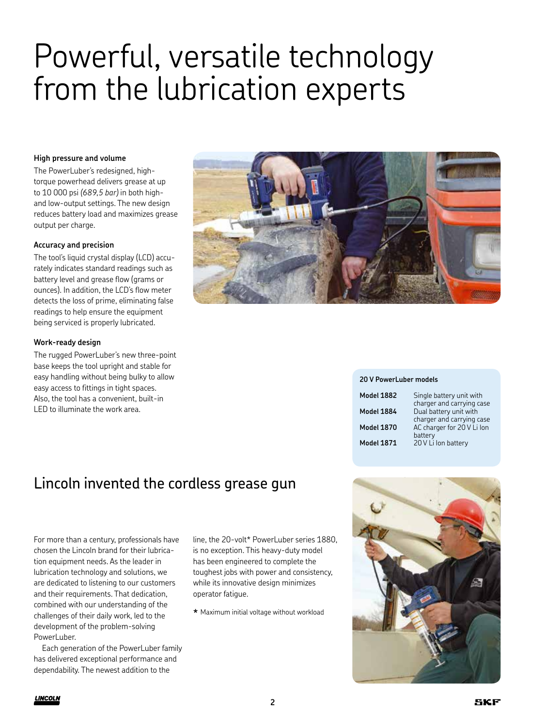# Powerful, versatile technology from the lubrication experts

### High pressure and volume

The PowerLuber's redesigned, high-torque powerhead delivers grease at up to 10 000 psi *(689,5 bar)* in both high- and low-output settings. The new design reduces battery load and maximizes grease output per charge.

### Accuracy and precision

The tool's liquid crystal display (LCD) accurately indicates standard readings such as battery level and grease flow (grams or ounces). In addition, the LCD's flow meter detects the loss of prime, eliminating false readings to help ensure the equipment being serviced is properly lubricated.

### Work-ready design

The rugged PowerLuber's new three-point base keeps the tool upright and stable for easy handling without being bulky to allow easy access to fittings in tight spaces. Also, the tool has a convenient, built-in LED to illuminate the work area.

**20 V PowerLuber models**

| | |
|---|---|
| **Model 1882** | Single battery unit with charger and carrying case |
| **Model 1884** | Dual battery unit with charger and carrying case |
| **Model 1870** | AC charger for 20 V Li Ion battery |
| **Model 1871** | 20 V Li Ion battery |

## Lincoln invented the cordless grease gun

For more than a century, professionals have chosen the Lincoln brand for their lubrication equipment needs. As the leader in lubrication technology and solutions, we are dedicated to listening to our customers and their requirements. That dedication, combined with our understanding of the challenges of their daily work, led to the development of the problem-solving PowerLuber.

Each generation of the PowerLuber family has delivered exceptional performance and dependability. The newest addition to the line, the 20-volt* PowerLuber series 1880, is no exception. This heavy-duty model has been engineered to complete the toughest jobs with power and consistency, while its innovative design minimizes operator fatigue.

* Maximum initial voltage without workload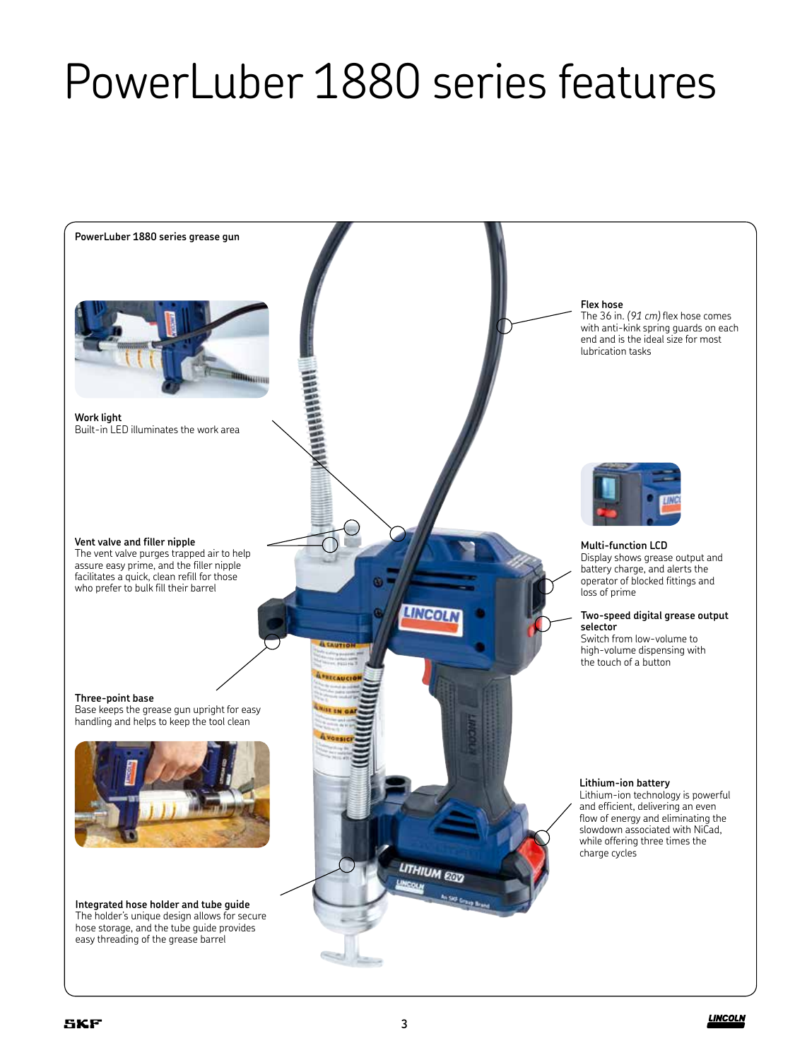# PowerLuber 1880 series features

**PowerLuber 1880 series grease gun**

**Work light**
Built-in LED illuminates the work area

**Vent valve and filler nipple**
The vent valve purges trapped air to help assure easy prime, and the filler nipple facilitates a quick, clean refill for those who prefer to bulk fill their barrel

**Three-point base**
Base keeps the grease gun upright for easy handling and helps to keep the tool clean

**Integrated hose holder and tube guide**
The holder's unique design allows for secure hose storage, and the tube guide provides easy threading of the grease barrel

**Flex hose**
The 36 in. *(91 cm)* flex hose comes with anti-kink spring guards on each end and is the ideal size for most lubrication tasks

**Multi-function LCD**
Display shows grease output and battery charge, and alerts the operator of blocked fittings and loss of prime

**Two-speed digital grease output selector**
Switch from low-volume to high-volume dispensing with the touch of a button

**Lithium-ion battery**
Lithium-ion technology is powerful and efficient, delivering an even flow of energy and eliminating the slowdown associated with NiCad, while offering three times the charge cycles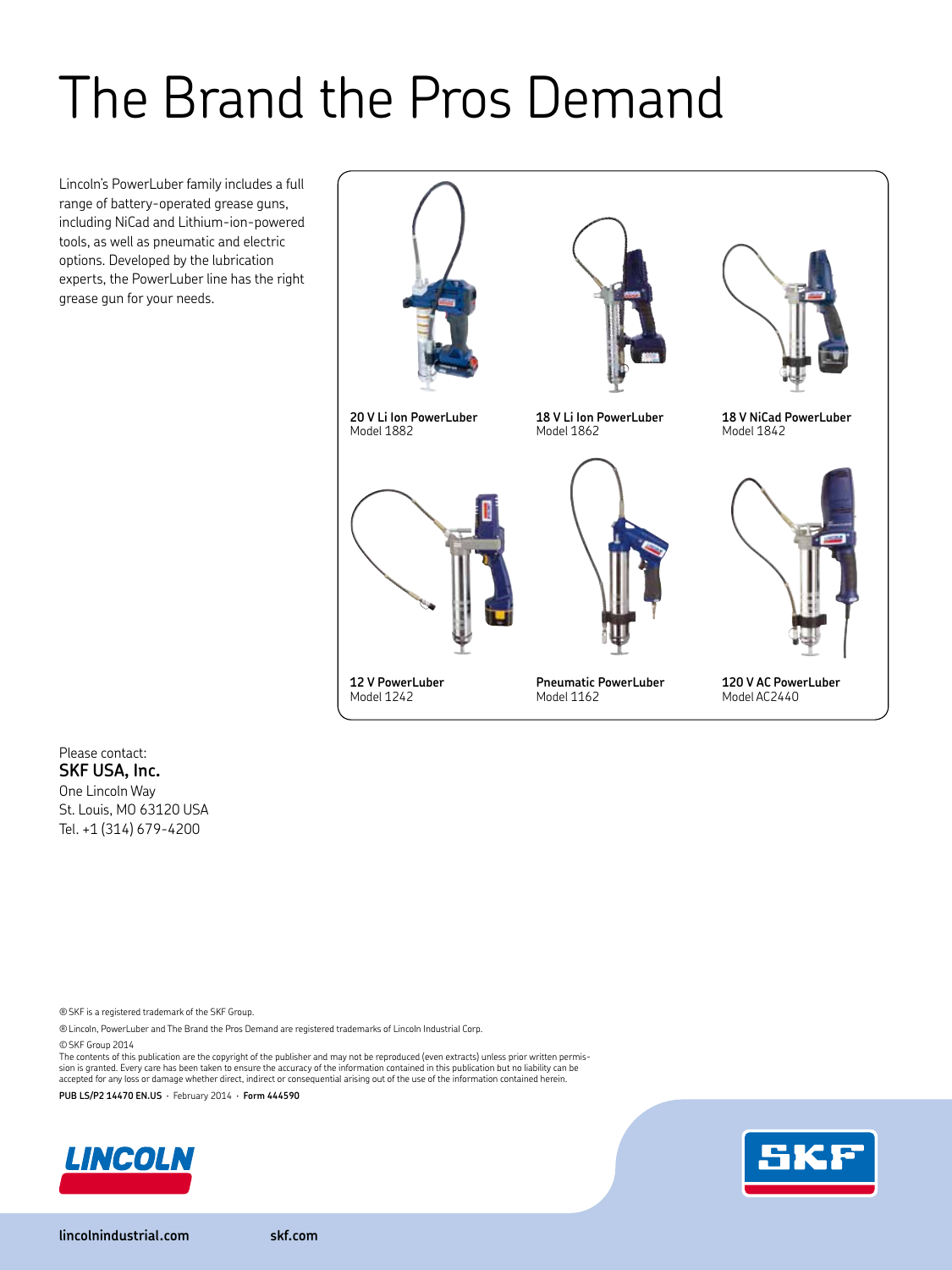# The Brand the Pros Demand

Lincoln's PowerLuber family includes a full range of battery-operated grease guns, including NiCad and Lithium-ion-powered tools, as well as pneumatic and electric options. Developed by the lubrication experts, the PowerLuber line has the right grease gun for your needs.

**20 V Li Ion PowerLuber**
Model 1882

**18 V Li Ion PowerLuber**
Model 1862

**18 V NiCad PowerLuber**
Model 1842

**12 V PowerLuber**
Model 1242

**Pneumatic PowerLuber**
Model 1162

**120 V AC PowerLuber**
Model AC2440

Please contact:
**SKF USA, Inc.**
One Lincoln Way
St. Louis, MO 63120 USA
Tel. +1 (314) 679-4200

® SKF is a registered trademark of the SKF Group.

® Lincoln, PowerLuber and The Brand the Pros Demand are registered trademarks of Lincoln Industrial Corp.

© SKF Group 2014
The contents of this publication are the copyright of the publisher and may not be reproduced (even extracts) unless prior written permission is granted. Every care has been taken to ensure the accuracy of the information contained in this publication but no liability can be accepted for any loss or damage whether direct, indirect or consequential arising out of the use of the information contained herein.

**PUB LS/P2 14470 EN.US** · February 2014 · **Form 444590**

LINCOLN

SKF

**lincolnindustrial.com** **skf.com**